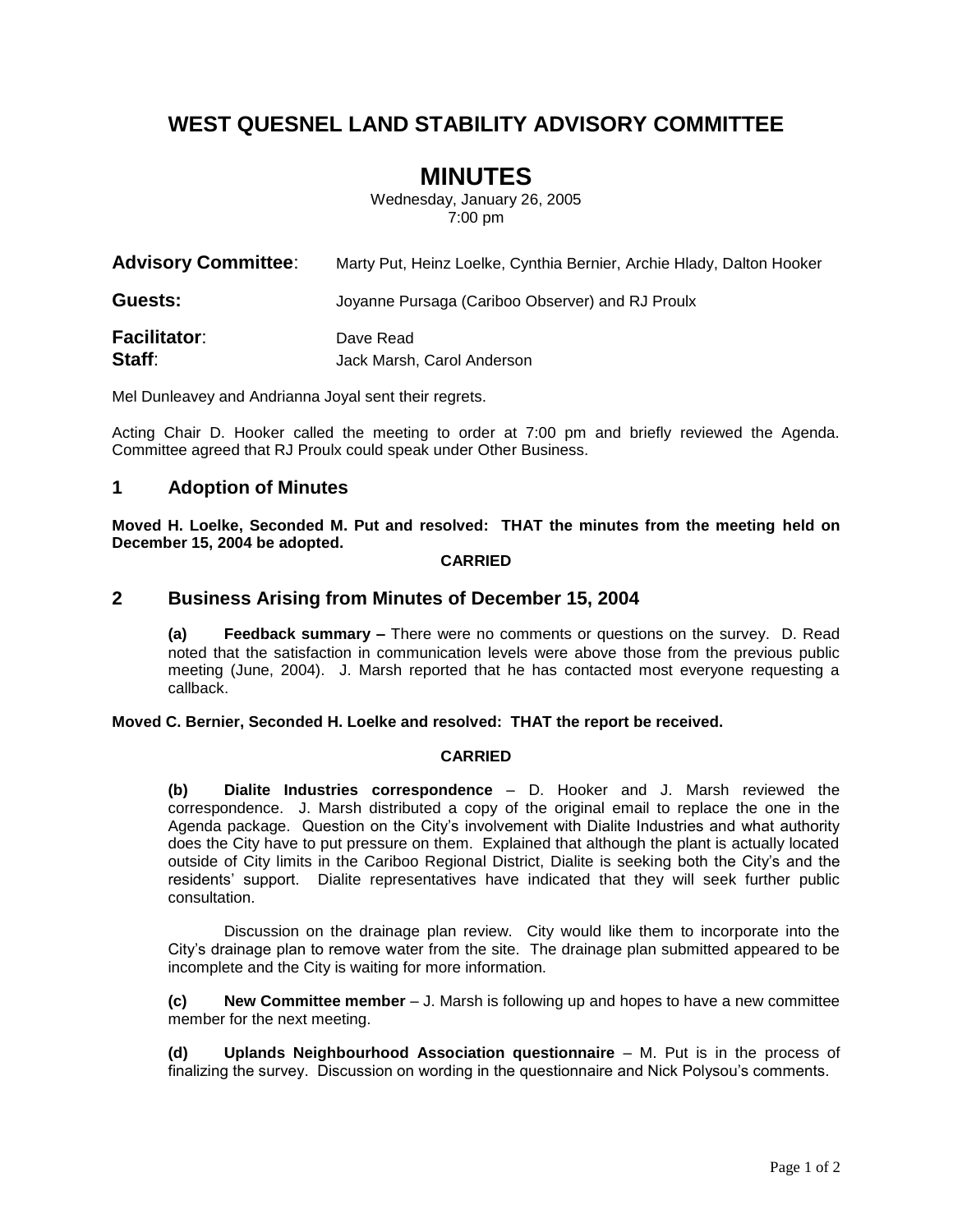# WEST QUESNEL LAND STABILITY ADVISORY COMMITTEE

# MINUTES

Wednesday, January 26, 2005
7:00 pm

**Advisory Committee**: Marty Put, Heinz Loelke, Cynthia Bernier, Archie Hlady, Dalton Hooker

**Guests:** Joyanne Pursaga (Cariboo Observer) and RJ Proulx

**Facilitator**: Dave Read
**Staff**: Jack Marsh, Carol Anderson

Mel Dunleavey and Andrianna Joyal sent their regrets.

Acting Chair D. Hooker called the meeting to order at 7:00 pm and briefly reviewed the Agenda. Committee agreed that RJ Proulx could speak under Other Business.

## 1 Adoption of Minutes

**Moved H. Loelke, Seconded M. Put and resolved: THAT the minutes from the meeting held on December 15, 2004 be adopted.**

**CARRIED**

## 2 Business Arising from Minutes of December 15, 2004

**(a) Feedback summary –** There were no comments or questions on the survey. D. Read noted that the satisfaction in communication levels were above those from the previous public meeting (June, 2004). J. Marsh reported that he has contacted most everyone requesting a callback.

**Moved C. Bernier, Seconded H. Loelke and resolved: THAT the report be received.**

**CARRIED**

**(b) Dialite Industries correspondence** – D. Hooker and J. Marsh reviewed the correspondence. J. Marsh distributed a copy of the original email to replace the one in the Agenda package. Question on the City's involvement with Dialite Industries and what authority does the City have to put pressure on them. Explained that although the plant is actually located outside of City limits in the Cariboo Regional District, Dialite is seeking both the City's and the residents' support. Dialite representatives have indicated that they will seek further public consultation.

Discussion on the drainage plan review. City would like them to incorporate into the City's drainage plan to remove water from the site. The drainage plan submitted appeared to be incomplete and the City is waiting for more information.

**(c) New Committee member** – J. Marsh is following up and hopes to have a new committee member for the next meeting.

**(d) Uplands Neighbourhood Association questionnaire** – M. Put is in the process of finalizing the survey. Discussion on wording in the questionnaire and Nick Polysou's comments.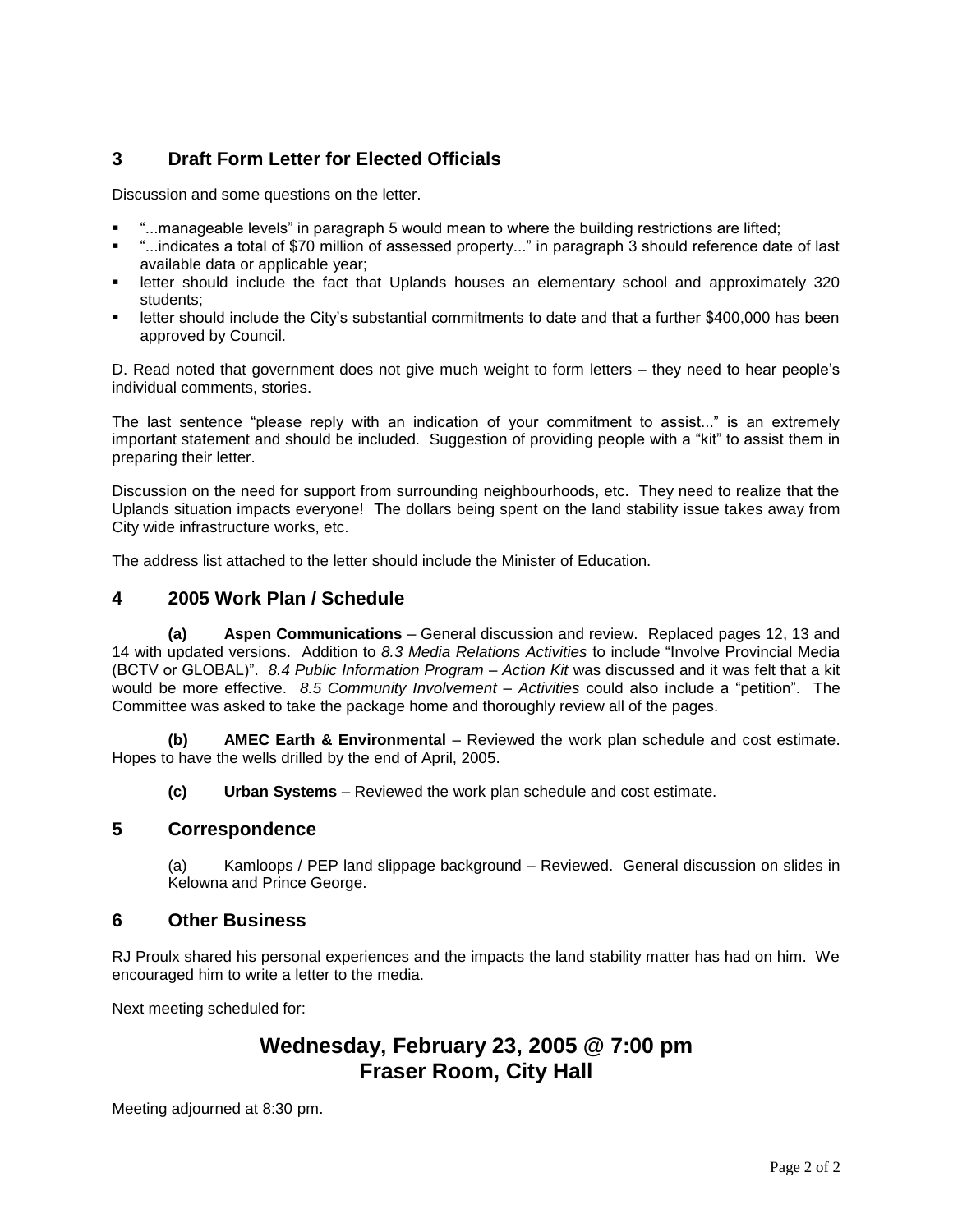## 3 Draft Form Letter for Elected Officials

Discussion and some questions on the letter.

- "...manageable levels" in paragraph 5 would mean to where the building restrictions are lifted;
- "...indicates a total of $70 million of assessed property..." in paragraph 3 should reference date of last available data or applicable year;
- letter should include the fact that Uplands houses an elementary school and approximately 320 students;
- letter should include the City's substantial commitments to date and that a further $400,000 has been approved by Council.

D. Read noted that government does not give much weight to form letters – they need to hear people's individual comments, stories.

The last sentence "please reply with an indication of your commitment to assist..." is an extremely important statement and should be included. Suggestion of providing people with a "kit" to assist them in preparing their letter.

Discussion on the need for support from surrounding neighbourhoods, etc. They need to realize that the Uplands situation impacts everyone! The dollars being spent on the land stability issue takes away from City wide infrastructure works, etc.

The address list attached to the letter should include the Minister of Education.

## 4 2005 Work Plan / Schedule

**(a) Aspen Communications** – General discussion and review. Replaced pages 12, 13 and 14 with updated versions. Addition to *8.3 Media Relations Activities* to include "Involve Provincial Media (BCTV or GLOBAL)". *8.4 Public Information Program – Action Kit* was discussed and it was felt that a kit would be more effective. *8.5 Community Involvement – Activities* could also include a "petition". The Committee was asked to take the package home and thoroughly review all of the pages.

**(b) AMEC Earth & Environmental** – Reviewed the work plan schedule and cost estimate. Hopes to have the wells drilled by the end of April, 2005.

**(c) Urban Systems** – Reviewed the work plan schedule and cost estimate.

## 5 Correspondence

(a) Kamloops / PEP land slippage background – Reviewed. General discussion on slides in Kelowna and Prince George.

## 6 Other Business

RJ Proulx shared his personal experiences and the impacts the land stability matter has had on him. We encouraged him to write a letter to the media.

Next meeting scheduled for:

## Wednesday, February 23, 2005 @ 7:00 pm
## Fraser Room, City Hall

Meeting adjourned at 8:30 pm.